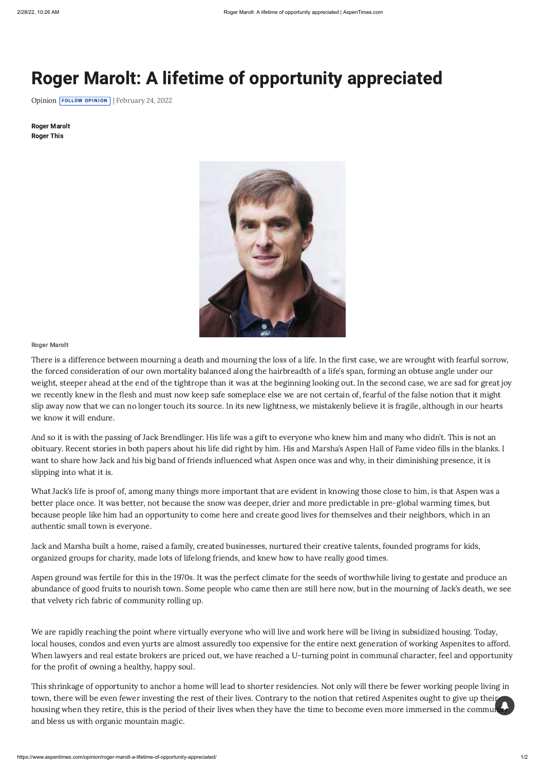# Roger Marolt: A lifetime of opportunity appreciated

Opinion FOLLOW OPINION | February 24, 2022

**Roger Marolt**
**Roger This**

Roger Marolt

There is a difference between mourning a death and mourning the loss of a life. In the first case, we are wrought with fearful sorrow, the forced consideration of our own mortality balanced along the hairbreadth of a life's span, forming an obtuse angle under our weight, steeper ahead at the end of the tightrope than it was at the beginning looking out. In the second case, we are sad for great joy we recently knew in the flesh and must now keep safe someplace else we are not certain of, fearful of the false notion that it might slip away now that we can no longer touch its source. In its new lightness, we mistakenly believe it is fragile, although in our hearts we know it will endure.

And so it is with the passing of Jack Brendlinger. His life was a gift to everyone who knew him and many who didn't. This is not an obituary. Recent stories in both papers about his life did right by him. His and Marsha's Aspen Hall of Fame video fills in the blanks. I want to share how Jack and his big band of friends influenced what Aspen once was and why, in their diminishing presence, it is slipping into what it is.

What Jack's life is proof of, among many things more important that are evident in knowing those close to him, is that Aspen was a better place once. It was better, not because the snow was deeper, drier and more predictable in pre-global warming times, but because people like him had an opportunity to come here and create good lives for themselves and their neighbors, which in an authentic small town is everyone.

Jack and Marsha built a home, raised a family, created businesses, nurtured their creative talents, founded programs for kids, organized groups for charity, made lots of lifelong friends, and knew how to have really good times.

Aspen ground was fertile for this in the 1970s. It was the perfect climate for the seeds of worthwhile living to gestate and produce an abundance of good fruits to nourish town. Some people who came then are still here now, but in the mourning of Jack's death, we see that velvety rich fabric of community rolling up.

We are rapidly reaching the point where virtually everyone who will live and work here will be living in subsidized housing. Today, local houses, condos and even yurts are almost assuredly too expensive for the entire next generation of working Aspenites to afford. When lawyers and real estate brokers are priced out, we have reached a U-turning point in communal character, feel and opportunity for the profit of owning a healthy, happy soul.

This shrinkage of opportunity to anchor a home will lead to shorter residencies. Not only will there be fewer working people living in town, there will be even fewer investing the rest of their lives. Contrary to the notion that retired Aspenites ought to give up their housing when they retire, this is the period of their lives when they have the time to become even more immersed in the community and bless us with organic mountain magic.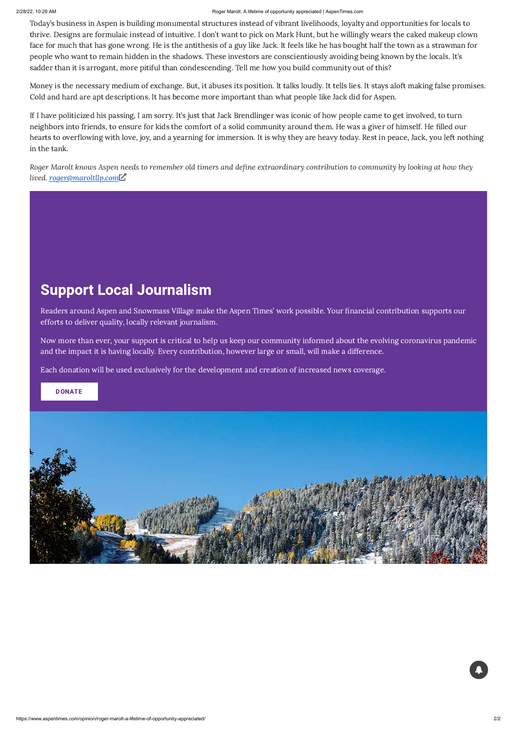Today's business in Aspen is building monumental structures instead of vibrant livelihoods, loyalty and opportunities for locals to thrive. Designs are formulaic instead of intuitive. I don't want to pick on Mark Hunt, but he willingly wears the caked makeup clown face for much that has gone wrong. He is the antithesis of a guy like Jack. It feels like he has bought half the town as a strawman for people who want to remain hidden in the shadows. These investors are conscientiously avoiding being known by the locals. It's sadder than it is arrogant, more pitiful than condescending. Tell me how you build community out of this?

Money is the necessary medium of exchange. But, it abuses its position. It talks loudly. It tells lies. It stays aloft making false promises. Cold and hard are apt descriptions. It has become more important than what people like Jack did for Aspen.

If I have politicized his passing, I am sorry. It's just that Jack Brendlinger was iconic of how people came to get involved, to turn neighbors into friends, to ensure for kids the comfort of a solid community around them. He was a giver of himself. He filled our hearts to overflowing with love, joy, and a yearning for immersion. It is why they are heavy today. Rest in peace, Jack, you left nothing in the tank.

*Roger Marolt knows Aspen needs to remember old timers and define extraordinary contribution to community by looking at how they lived. roger@maroltllp.com*

## Support Local Journalism

Readers around Aspen and Snowmass Village make the Aspen Times' work possible. Your financial contribution supports our efforts to deliver quality, locally relevant journalism.

Now more than ever, your support is critical to help us keep our community informed about the evolving coronavirus pandemic and the impact it is having locally. Every contribution, however large or small, will make a difference.

Each donation will be used exclusively for the development and creation of increased news coverage.

DONATE